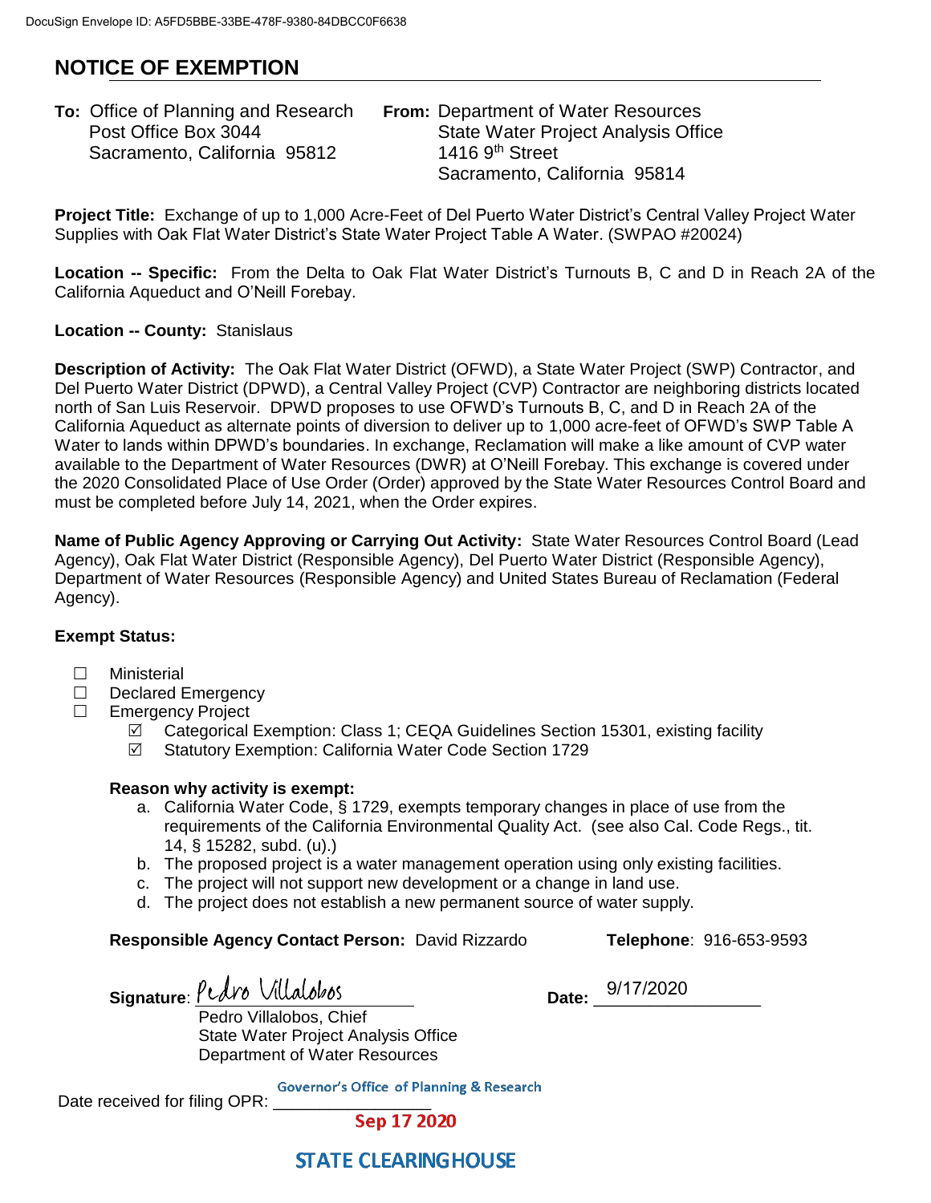DocuSign Envelope ID: A5FD5BBE-33BE-478F-9380-84DBCC0F6638

# NOTICE OF EXEMPTION

**To:** Office of Planning and Research
Post Office Box 3044
Sacramento, California 95812

**From:** Department of Water Resources
State Water Project Analysis Office
1416 9th Street
Sacramento, California 95814

**Project Title:** Exchange of up to 1,000 Acre-Feet of Del Puerto Water District's Central Valley Project Water Supplies with Oak Flat Water District's State Water Project Table A Water. (SWPAO #20024)

**Location -- Specific:** From the Delta to Oak Flat Water District's Turnouts B, C and D in Reach 2A of the California Aqueduct and O'Neill Forebay.

**Location -- County:** Stanislaus

**Description of Activity:** The Oak Flat Water District (OFWD), a State Water Project (SWP) Contractor, and Del Puerto Water District (DPWD), a Central Valley Project (CVP) Contractor are neighboring districts located north of San Luis Reservoir. DPWD proposes to use OFWD's Turnouts B, C, and D in Reach 2A of the California Aqueduct as alternate points of diversion to deliver up to 1,000 acre-feet of OFWD's SWP Table A Water to lands within DPWD's boundaries. In exchange, Reclamation will make a like amount of CVP water available to the Department of Water Resources (DWR) at O'Neill Forebay. This exchange is covered under the 2020 Consolidated Place of Use Order (Order) approved by the State Water Resources Control Board and must be completed before July 14, 2021, when the Order expires.

**Name of Public Agency Approving or Carrying Out Activity:** State Water Resources Control Board (Lead Agency), Oak Flat Water District (Responsible Agency), Del Puerto Water District (Responsible Agency), Department of Water Resources (Responsible Agency) and United States Bureau of Reclamation (Federal Agency).

**Exempt Status:**

- ☐ Ministerial
- ☐ Declared Emergency
- ☐ Emergency Project
  - ☑ Categorical Exemption: Class 1; CEQA Guidelines Section 15301, existing facility
  - ☑ Statutory Exemption: California Water Code Section 1729

**Reason why activity is exempt:**

a. California Water Code, § 1729, exempts temporary changes in place of use from the requirements of the California Environmental Quality Act. (see also Cal. Code Regs., tit. 14, § 15282, subd. (u).)
b. The proposed project is a water management operation using only existing facilities.
c. The project will not support new development or a change in land use.
d. The project does not establish a new permanent source of water supply.

**Responsible Agency Contact Person:** David Rizzardo **Telephone**: 916-653-9593

**Signature**: Pedro Villalobos **Date:** 9/17/2020

Pedro Villalobos, Chief
State Water Project Analysis Office
Department of Water Resources

Date received for filing OPR: Governor's Office of Planning & Research
Sep 17 2020
STATE CLEARINGHOUSE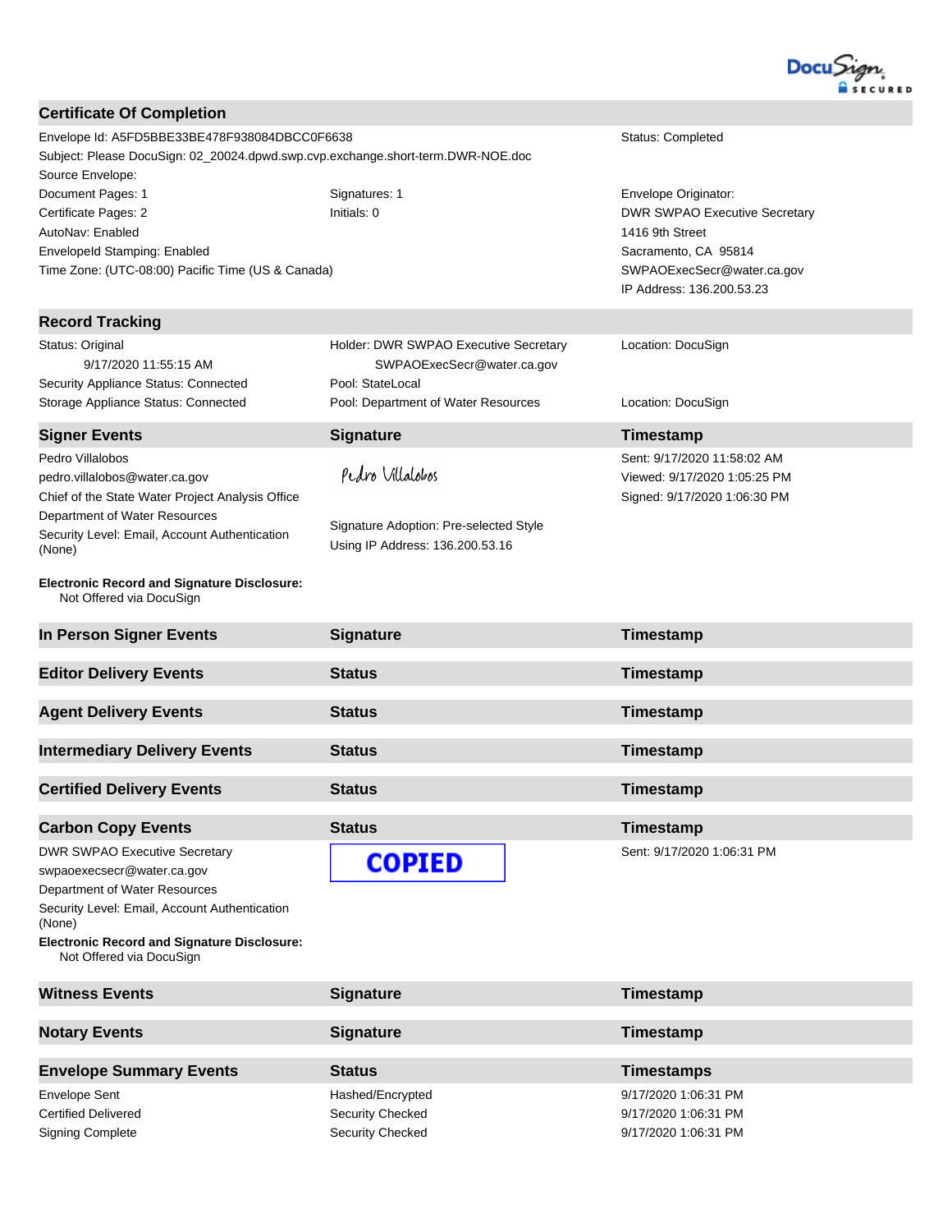## Certificate Of Completion

| | | |
|---|---|---|
| Envelope Id: A5FD5BBE33BE478F938084DBCC0F6638 | | Status: Completed |
| Subject: Please DocuSign: 02_20024.dpwd.swp.cvp.exchange.short-term.DWR-NOE.doc | | |
| Source Envelope: | | |
| Document Pages: 1 | Signatures: 1 | Envelope Originator: |
| Certificate Pages: 2 | Initials: 0 | DWR SWPAO Executive Secretary |
| AutoNav: Enabled | | 1416 9th Street |
| EnvelopeId Stamping: Enabled | | Sacramento, CA 95814 |
| Time Zone: (UTC-08:00) Pacific Time (US & Canada) | | SWPAOExecSecr@water.ca.gov |
| | | IP Address: 136.200.53.23 |

## Record Tracking

| | | |
|---|---|---|
| Status: Original<br>9/17/2020 11:55:15 AM | Holder: DWR SWPAO Executive Secretary<br>SWPAOExecSecr@water.ca.gov | Location: DocuSign |
| Security Appliance Status: Connected | Pool: StateLocal | |
| Storage Appliance Status: Connected | Pool: Department of Water Resources | Location: DocuSign |

| Signer Events | Signature | Timestamp |
|---|---|---|
| Pedro Villalobos<br>pedro.villalobos@water.ca.gov<br>Chief of the State Water Project Analysis Office<br>Department of Water Resources<br>Security Level: Email, Account Authentication (None) | Pedro Villalobos<br><br>Signature Adoption: Pre-selected Style<br>Using IP Address: 136.200.53.16 | Sent: 9/17/2020 11:58:02 AM<br>Viewed: 9/17/2020 1:05:25 PM<br>Signed: 9/17/2020 1:06:30 PM |

**Electronic Record and Signature Disclosure:**
Not Offered via DocuSign

| In Person Signer Events | Signature | Timestamp |
|---|---|---|

| Editor Delivery Events | Status | Timestamp |
|---|---|---|

| Agent Delivery Events | Status | Timestamp |
|---|---|---|

| Intermediary Delivery Events | Status | Timestamp |
|---|---|---|

| Certified Delivery Events | Status | Timestamp |
|---|---|---|

| Carbon Copy Events | Status | Timestamp |
|---|---|---|
| DWR SWPAO Executive Secretary<br>swpaoexecsecr@water.ca.gov<br>Department of Water Resources<br>Security Level: Email, Account Authentication (None) | COPIED | Sent: 9/17/2020 1:06:31 PM |

**Electronic Record and Signature Disclosure:**
Not Offered via DocuSign

| Witness Events | Signature | Timestamp |
|---|---|---|

| Notary Events | Signature | Timestamp |
|---|---|---|

| Envelope Summary Events | Status | Timestamps |
|---|---|---|
| Envelope Sent | Hashed/Encrypted | 9/17/2020 1:06:31 PM |
| Certified Delivered | Security Checked | 9/17/2020 1:06:31 PM |
| Signing Complete | Security Checked | 9/17/2020 1:06:31 PM |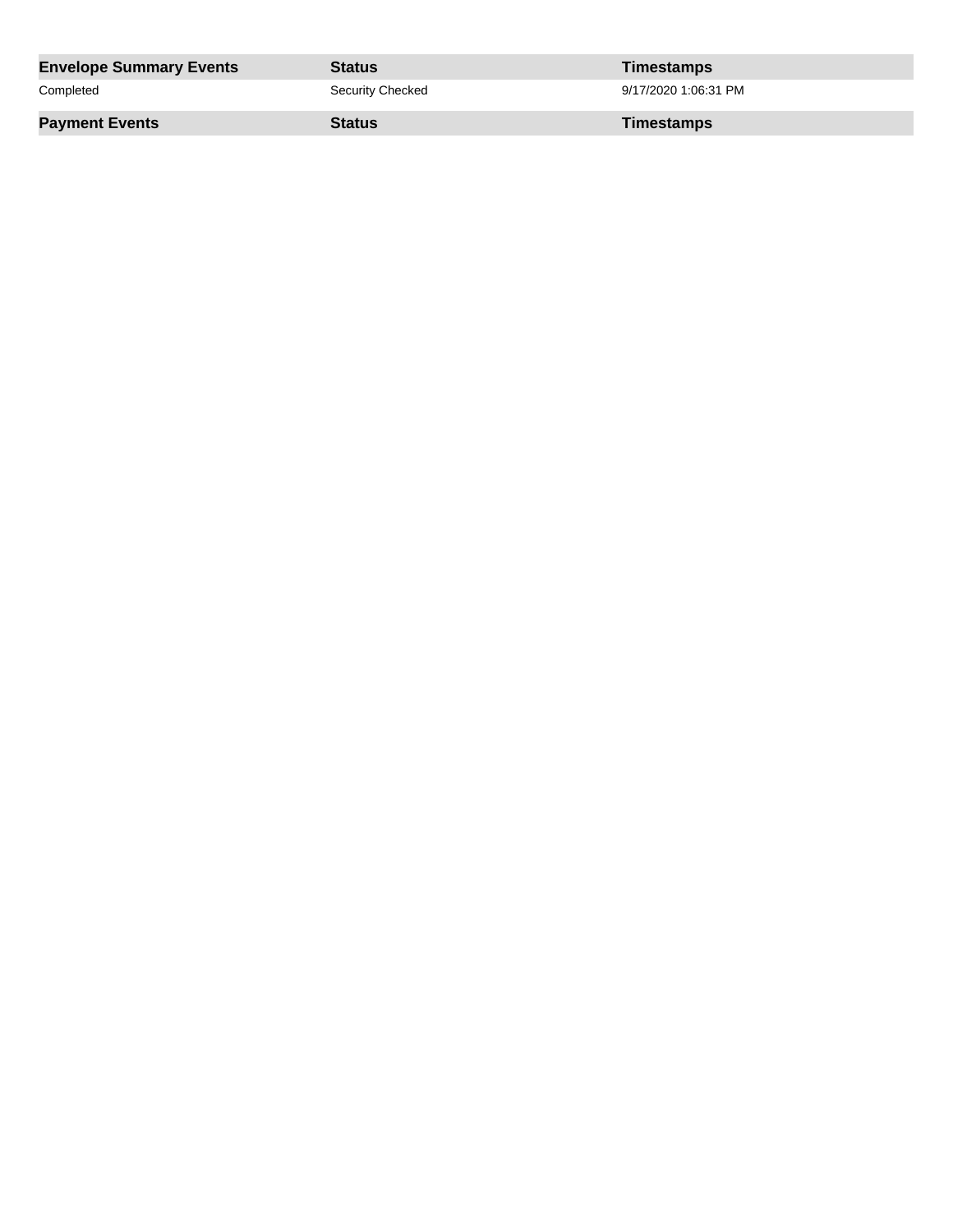| Envelope Summary Events | Status | Timestamps |
|---|---|---|
| Completed | Security Checked | 9/17/2020 1:06:31 PM |

| Payment Events | Status | Timestamps |
|---|---|---|